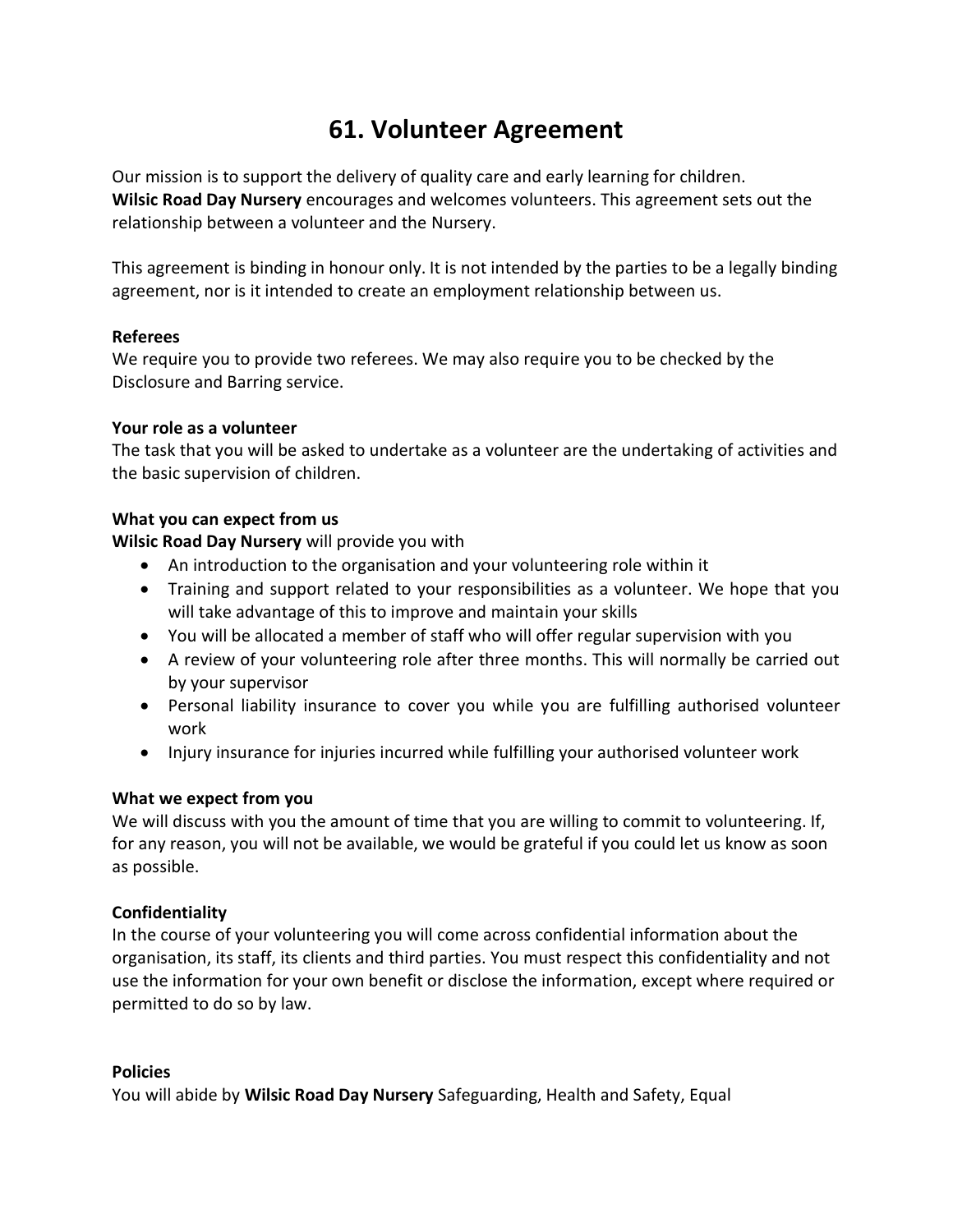# 61. Volunteer Agreement

Our mission is to support the delivery of quality care and early learning for children. **Wilsic Road Day Nursery** encourages and welcomes volunteers. This agreement sets out the relationship between a volunteer and the Nursery.

This agreement is binding in honour only. It is not intended by the parties to be a legally binding agreement, nor is it intended to create an employment relationship between us.

**Referees**
We require you to provide two referees. We may also require you to be checked by the Disclosure and Barring service.

**Your role as a volunteer**
The task that you will be asked to undertake as a volunteer are the undertaking of activities and the basic supervision of children.

**What you can expect from us**
**Wilsic Road Day Nursery** will provide you with

- An introduction to the organisation and your volunteering role within it
- Training and support related to your responsibilities as a volunteer. We hope that you will take advantage of this to improve and maintain your skills
- You will be allocated a member of staff who will offer regular supervision with you
- A review of your volunteering role after three months. This will normally be carried out by your supervisor
- Personal liability insurance to cover you while you are fulfilling authorised volunteer work
- Injury insurance for injuries incurred while fulfilling your authorised volunteer work

**What we expect from you**
We will discuss with you the amount of time that you are willing to commit to volunteering. If, for any reason, you will not be available, we would be grateful if you could let us know as soon as possible.

**Confidentiality**
In the course of your volunteering you will come across confidential information about the organisation, its staff, its clients and third parties. You must respect this confidentiality and not use the information for your own benefit or disclose the information, except where required or permitted to do so by law.

**Policies**
You will abide by **Wilsic Road Day Nursery** Safeguarding, Health and Safety, Equal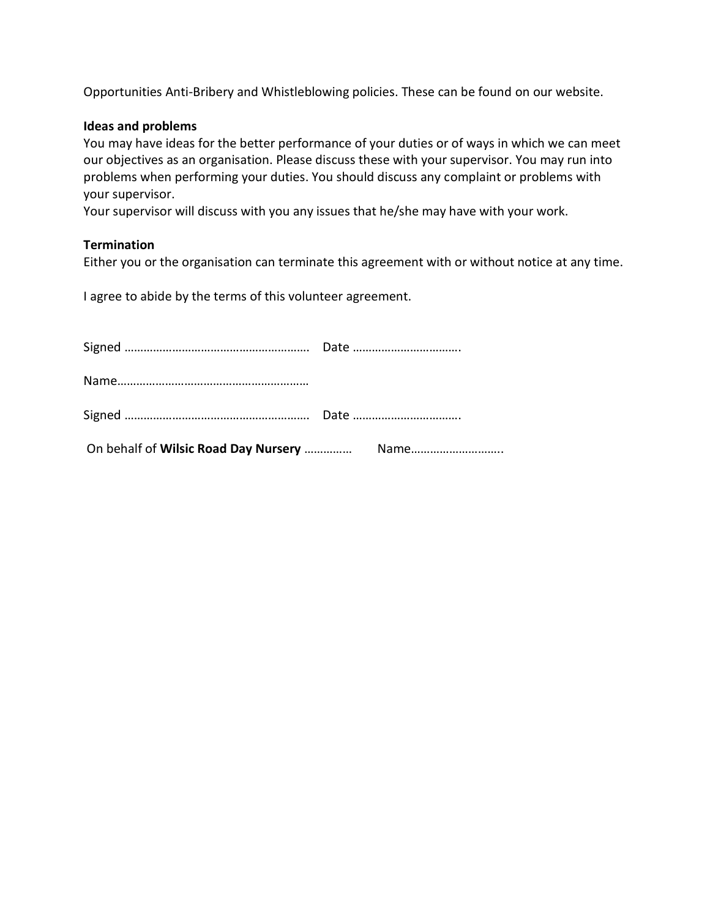Opportunities Anti-Bribery and Whistleblowing policies. These can be found on our website.

**Ideas and problems**

You may have ideas for the better performance of your duties or of ways in which we can meet our objectives as an organisation. Please discuss these with your supervisor. You may run into problems when performing your duties. You should discuss any complaint or problems with your supervisor.

Your supervisor will discuss with you any issues that he/she may have with your work.

**Termination**

Either you or the organisation can terminate this agreement with or without notice at any time.

I agree to abide by the terms of this volunteer agreement.

Signed …………………………………………………. Date …………………………….

Name……………………………………………………

Signed …………………………………………………. Date …………………………….

On behalf of **Wilsic Road Day Nursery** …………… Name………………………..